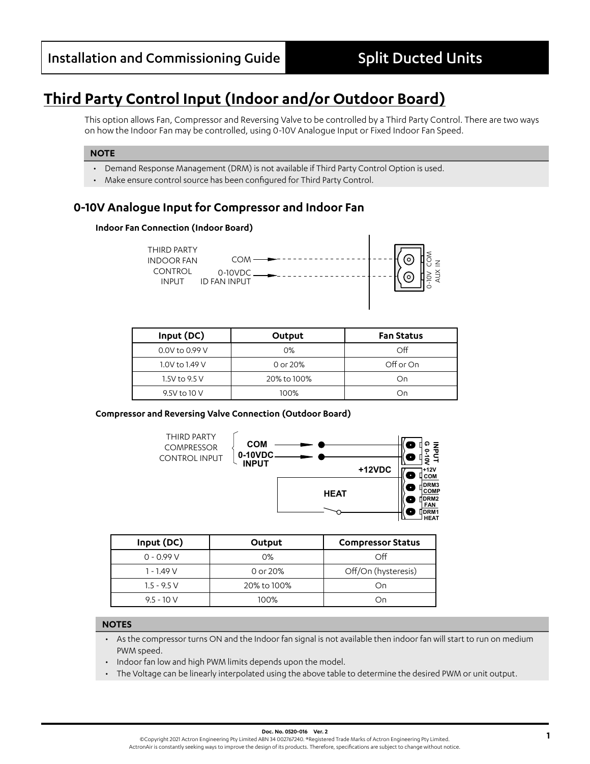# Third Party Control Input (Indoor and/or Outdoor Board)

This option allows Fan, Compressor and Reversing Valve to be controlled by a Third Party Control. There are two ways on how the Indoor Fan may be controlled, using 0-10V Analogue Input or Fixed Indoor Fan Speed.

**NOTE**

- Demand Response Management (DRM) is not available if Third Party Control Option is used.
- Make ensure control source has been configured for Third Party Control.

## 0-10V Analogue Input for Compressor and Indoor Fan

### Indoor Fan Connection (Indoor Board)

THIRD PARTY INDOOR FAN CONTROL INPUT

COM

0-10VDC ID FAN INPUT

0-10V COM AUX IN

| Input (DC) | Output | Fan Status |
|---|---|---|
| 0.0V to 0.99 V | 0% | Off |
| 1.0V to 1.49 V | 0 or 20% | Off or On |
| 1.5V to 9.5 V | 20% to 100% | On |
| 9.5V to 10 V | 100% | On |

### Compressor and Reversing Valve Connection (Outdoor Board)

THIRD PARTY COMPRESSOR CONTROL INPUT

COM

0-10VDC INPUT

+12VDC

HEAT

INPUT G 0-10V

+12V COM

DRM3 COMP

DRM2 FAN

DRM1 HEAT

| Input (DC) | Output | Compressor Status |
|---|---|---|
| 0 - 0.99 V | 0% | Off |
| 1 - 1.49 V | 0 or 20% | Off/On (hysteresis) |
| 1.5 - 9.5 V | 20% to 100% | On |
| 9.5 - 10 V | 100% | On |

**NOTES**

- As the compressor turns ON and the Indoor fan signal is not available then indoor fan will start to run on medium PWM speed.
- Indoor fan low and high PWM limits depends upon the model.
- The Voltage can be linearly interpolated using the above table to determine the desired PWM or unit output.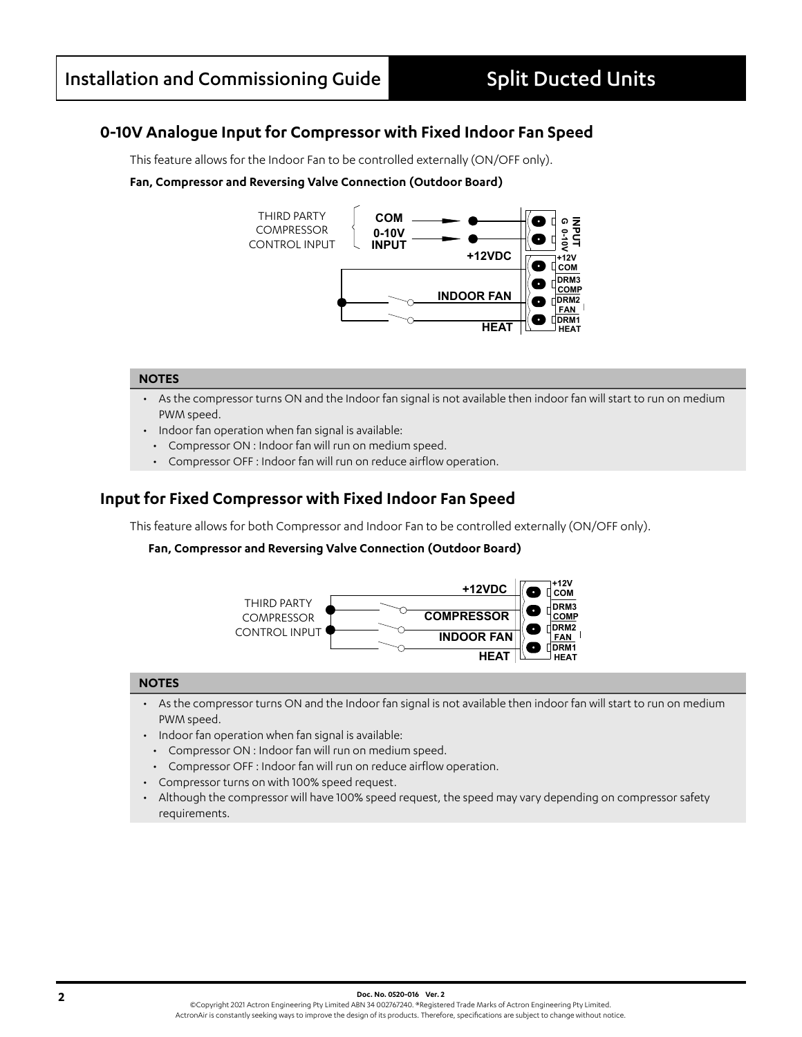## 0-10V Analogue Input for Compressor with Fixed Indoor Fan Speed

This feature allows for the Indoor Fan to be controlled externally (ON/OFF only).

**Fan, Compressor and Reversing Valve Connection (Outdoor Board)**

THIRD PARTY COMPRESSOR CONTROL INPUT

COM
0-10V INPUT
+12VDC
INDOOR FAN
HEAT

INPUT G 0-10V
+12V COM
DRM3 COMP
DRM2 FAN
DRM1 HEAT

**NOTES**

- As the compressor turns ON and the Indoor fan signal is not available then indoor fan will start to run on medium PWM speed.
- Indoor fan operation when fan signal is available:
  - Compressor ON : Indoor fan will run on medium speed.
  - Compressor OFF : Indoor fan will run on reduce airflow operation.

## Input for Fixed Compressor with Fixed Indoor Fan Speed

This feature allows for both Compressor and Indoor Fan to be controlled externally (ON/OFF only).

**Fan, Compressor and Reversing Valve Connection (Outdoor Board)**

THIRD PARTY COMPRESSOR CONTROL INPUT

+12VDC
COMPRESSOR
INDOOR FAN
HEAT

+12V COM
DRM3 COMP
DRM2 FAN
DRM1 HEAT

**NOTES**

- As the compressor turns ON and the Indoor fan signal is not available then indoor fan will start to run on medium PWM speed.
- Indoor fan operation when fan signal is available:
  - Compressor ON : Indoor fan will run on medium speed.
  - Compressor OFF : Indoor fan will run on reduce airflow operation.
- Compressor turns on with 100% speed request.
- Although the compressor will have 100% speed request, the speed may vary depending on compressor safety requirements.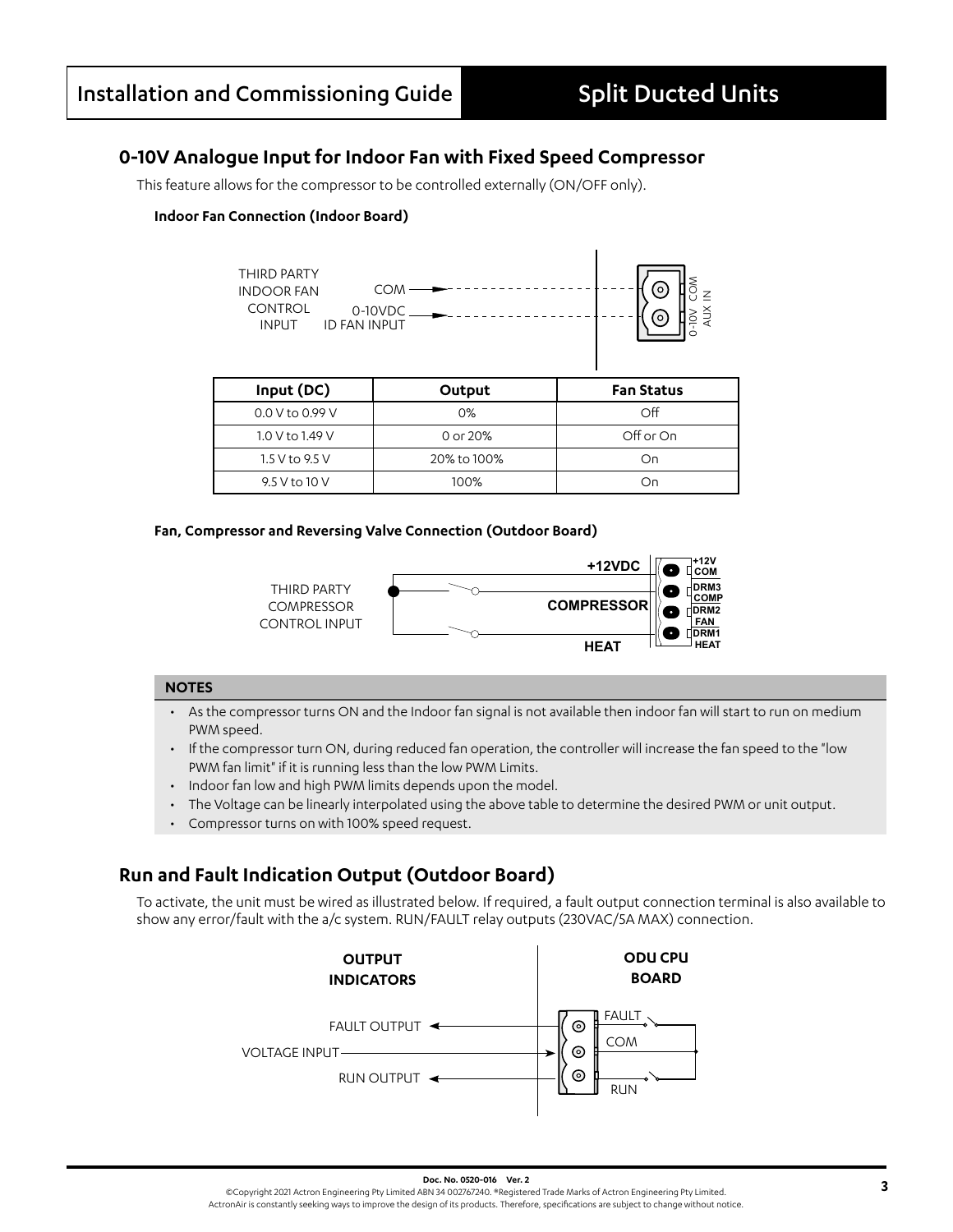## 0-10V Analogue Input for Indoor Fan with Fixed Speed Compressor

This feature allows for the compressor to be controlled externally (ON/OFF only).

**Indoor Fan Connection (Indoor Board)**

THIRD PARTY INDOOR FAN CONTROL INPUT — COM / 0-10VDC ID FAN INPUT → AUX IN (COM, 0-10V)

| Input (DC) | Output | Fan Status |
|---|---|---|
| 0.0 V to 0.99 V | 0% | Off |
| 1.0 V to 1.49 V | 0 or 20% | Off or On |
| 1.5 V to 9.5 V | 20% to 100% | On |
| 9.5 V to 10 V | 100% | On |

**Fan, Compressor and Reversing Valve Connection (Outdoor Board)**

THIRD PARTY COMPRESSOR CONTROL INPUT — +12VDC (+12V COM), COMPRESSOR (DRM3 COMP), DRM2 FAN, HEAT (DRM1 HEAT)

**NOTES**

- As the compressor turns ON and the Indoor fan signal is not available then indoor fan will start to run on medium PWM speed.
- If the compressor turn ON, during reduced fan operation, the controller will increase the fan speed to the "low PWM fan limit" if it is running less than the low PWM Limits.
- Indoor fan low and high PWM limits depends upon the model.
- The Voltage can be linearly interpolated using the above table to determine the desired PWM or unit output.
- Compressor turns on with 100% speed request.

## Run and Fault Indication Output (Outdoor Board)

To activate, the unit must be wired as illustrated below. If required, a fault output connection terminal is also available to show any error/fault with the a/c system. RUN/FAULT relay outputs (230VAC/5A MAX) connection.

OUTPUT INDICATORS: FAULT OUTPUT, VOLTAGE INPUT, RUN OUTPUT — ODU CPU BOARD: FAULT, COM, RUN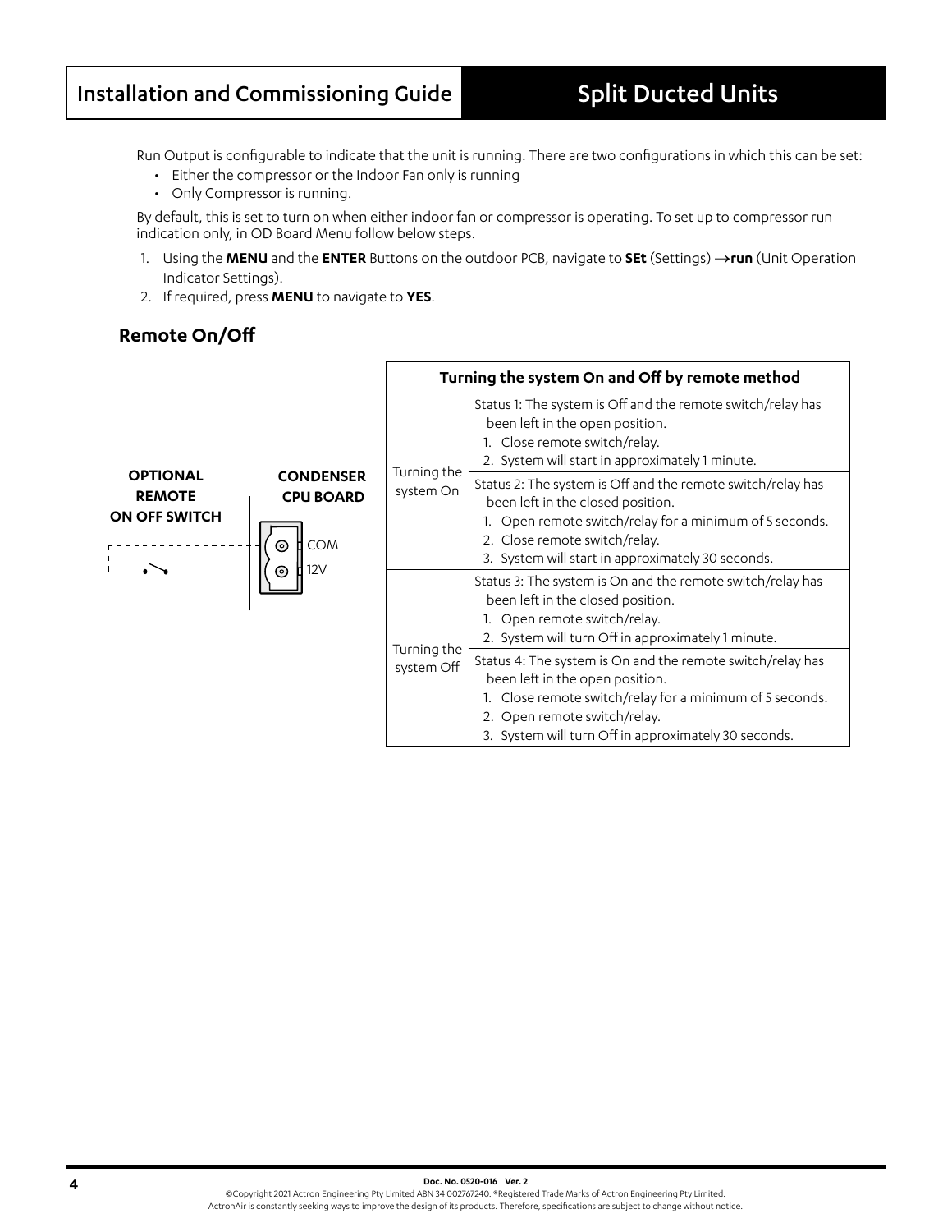Run Output is configurable to indicate that the unit is running. There are two configurations in which this can be set:

- Either the compressor or the Indoor Fan only is running
- Only Compressor is running.

By default, this is set to turn on when either indoor fan or compressor is operating. To set up to compressor run indication only, in OD Board Menu follow below steps.

1. Using the **MENU** and the **ENTER** Buttons on the outdoor PCB, navigate to **SEt** (Settings) →**run** (Unit Operation Indicator Settings).
2. If required, press **MENU** to navigate to **YES**.

## Remote On/Off

OPTIONAL REMOTE ON OFF SWITCH

CONDENSER CPU BOARD

COM

12V

| Turning the system On and Off by remote method | |
|---|---|
| Turning the system On | Status 1: The system is Off and the remote switch/relay has been left in the open position.<br>1. Close remote switch/relay.<br>2. System will start in approximately 1 minute. |
| | Status 2: The system is Off and the remote switch/relay has been left in the closed position.<br>1. Open remote switch/relay for a minimum of 5 seconds.<br>2. Close remote switch/relay.<br>3. System will start in approximately 30 seconds. |
| Turning the system Off | Status 3: The system is On and the remote switch/relay has been left in the closed position.<br>1. Open remote switch/relay.<br>2. System will turn Off in approximately 1 minute. |
| | Status 4: The system is On and the remote switch/relay has been left in the open position.<br>1. Close remote switch/relay for a minimum of 5 seconds.<br>2. Open remote switch/relay.<br>3. System will turn Off in approximately 30 seconds. |

**Doc. No. 0520-016 Ver. 2**

©Copyright 2021 Actron Engineering Pty Limited ABN 34 002767240. ®Registered Trade Marks of Actron Engineering Pty Limited.
ActronAir is constantly seeking ways to improve the design of its products. Therefore, specifications are subject to change without notice.